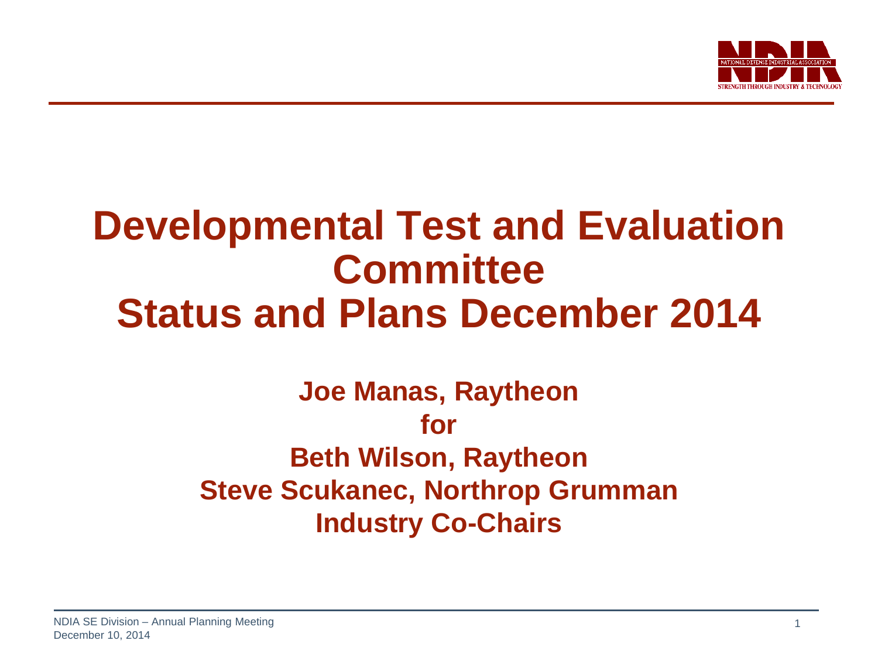# Developmental Test and Evaluation Committee Status and Plans December 2014

**Joe Manas, Raytheon**
**for**
**Beth Wilson, Raytheon**
**Steve Scukanec, Northrop Grumman**
**Industry Co-Chairs**

NDIA SE Division – Annual Planning Meeting
December 10, 2014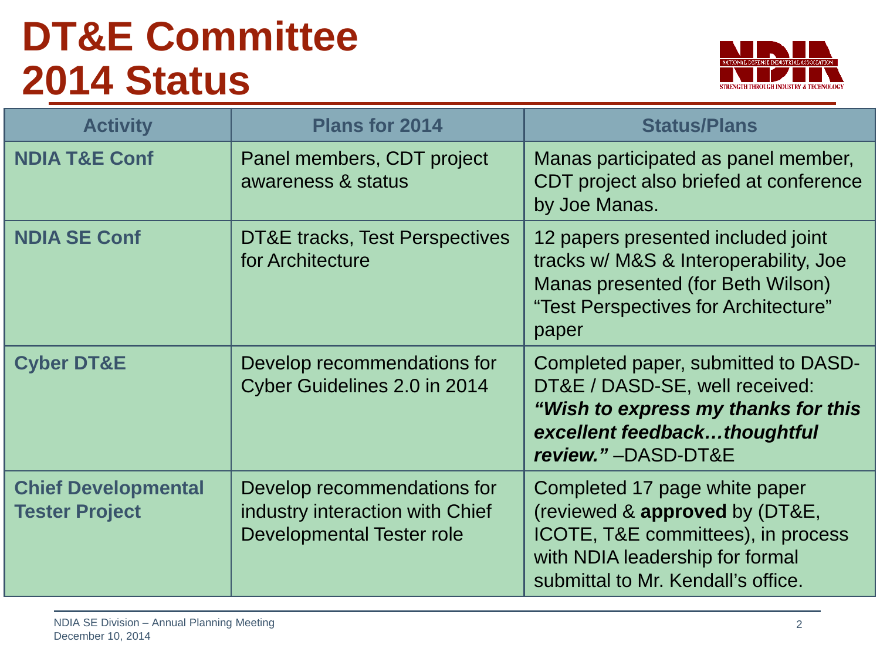# DT&E Committee 2014 Status

| Activity | Plans for 2014 | Status/Plans |
|---|---|---|
| **NDIA T&E Conf** | Panel members, CDT project awareness & status | Manas participated as panel member, CDT project also briefed at conference by Joe Manas. |
| **NDIA SE Conf** | DT&E tracks, Test Perspectives for Architecture | 12 papers presented included joint tracks w/ M&S & Interoperability, Joe Manas presented (for Beth Wilson) "Test Perspectives for Architecture" paper |
| **Cyber DT&E** | Develop recommendations for Cyber Guidelines 2.0 in 2014 | Completed paper, submitted to DASD-DT&E / DASD-SE, well received: ***"Wish to express my thanks for this excellent feedback…thoughtful review."*** –DASD-DT&E |
| **Chief Developmental Tester Project** | Develop recommendations for industry interaction with Chief Developmental Tester role | Completed 17 page white paper (reviewed & **approved** by (DT&E, ICOTE, T&E committees), in process with NDIA leadership for formal submittal to Mr. Kendall's office. |

NDIA SE Division – Annual Planning Meeting
December 10, 2014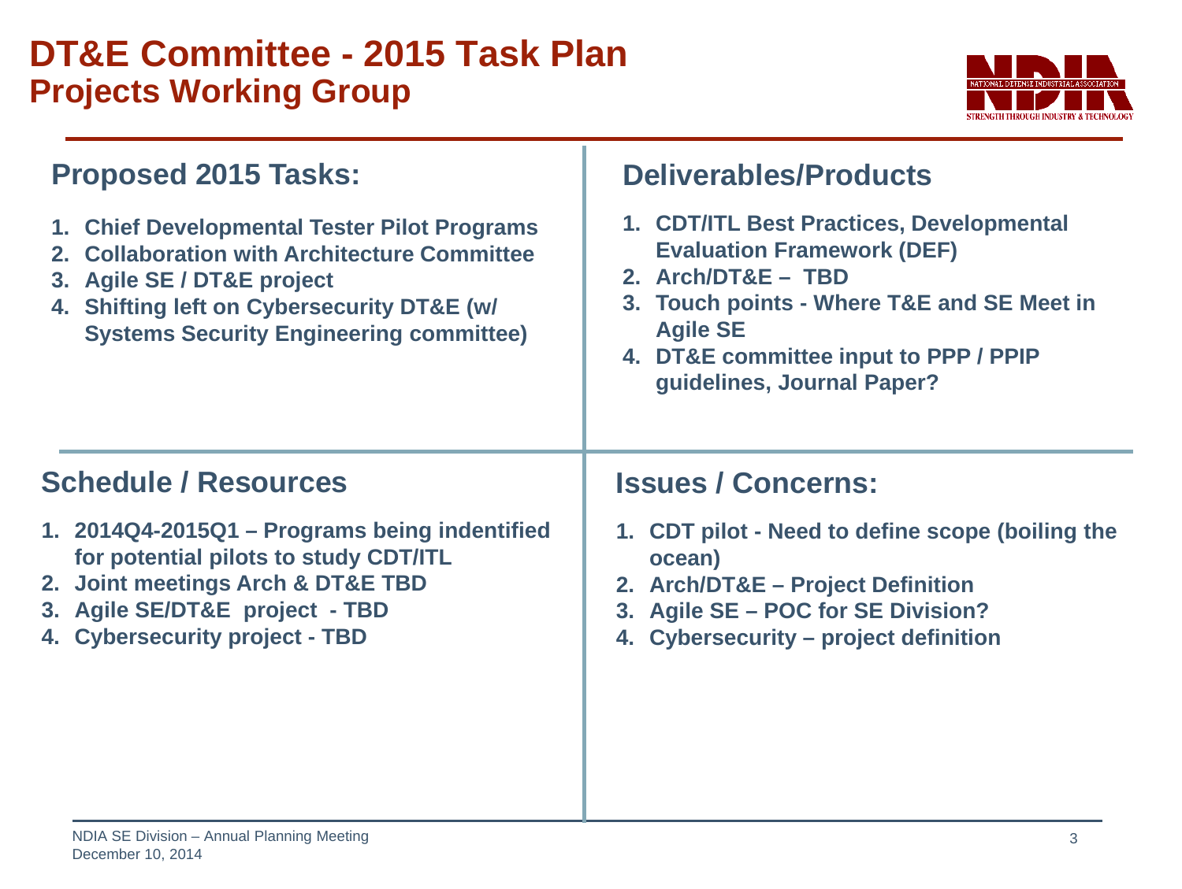# DT&E Committee - 2015 Task Plan

## Projects Working Group

### Proposed 2015 Tasks:

1. Chief Developmental Tester Pilot Programs
2. Collaboration with Architecture Committee
3. Agile SE / DT&E project
4. Shifting left on Cybersecurity DT&E (w/ Systems Security Engineering committee)

### Deliverables/Products

1. CDT/ITL Best Practices, Developmental Evaluation Framework (DEF)
2. Arch/DT&E – TBD
3. Touch points - Where T&E and SE Meet in Agile SE
4. DT&E committee input to PPP / PPIP guidelines, Journal Paper?

### Schedule / Resources

1. 2014Q4-2015Q1 – Programs being indentified for potential pilots to study CDT/ITL
2. Joint meetings Arch & DT&E TBD
3. Agile SE/DT&E project - TBD
4. Cybersecurity project - TBD

### Issues / Concerns:

1. CDT pilot - Need to define scope (boiling the ocean)
2. Arch/DT&E – Project Definition
3. Agile SE – POC for SE Division?
4. Cybersecurity – project definition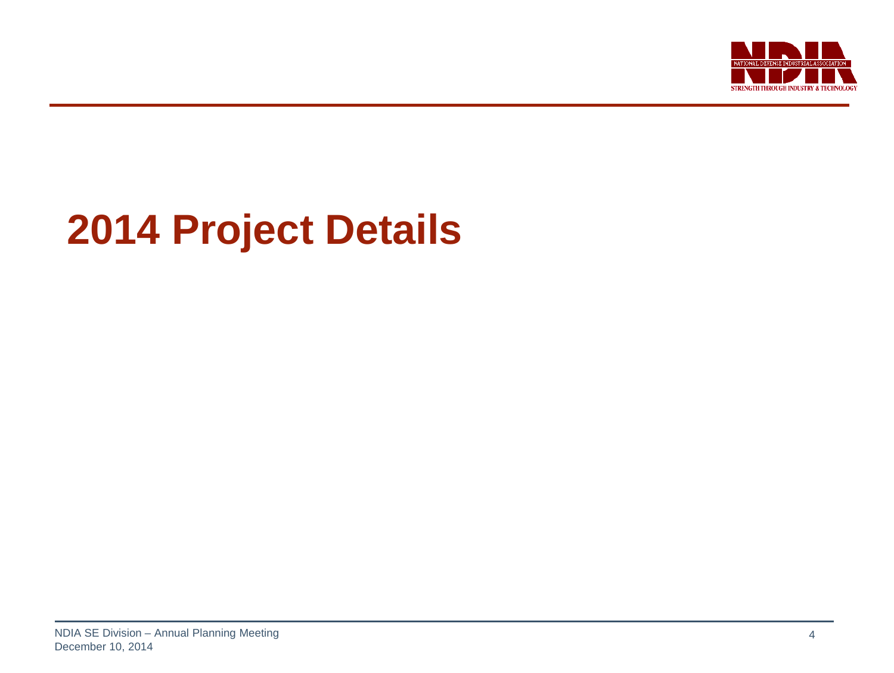# 2014 Project Details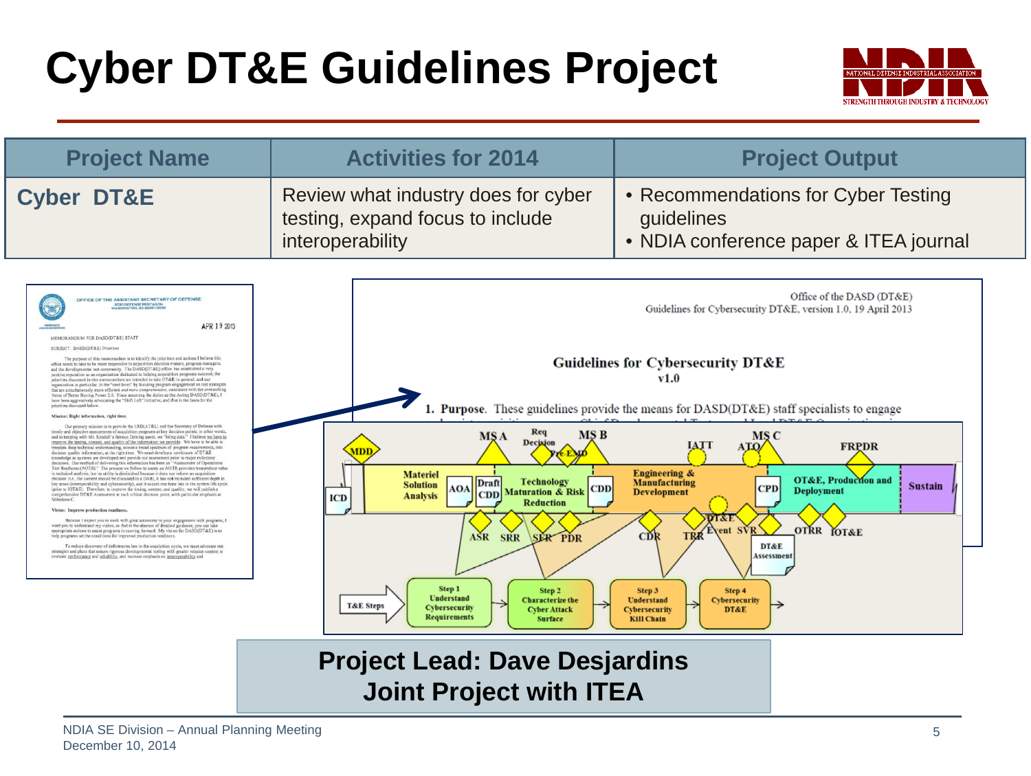# Cyber DT&E Guidelines Project

| Project Name | Activities for 2014 | Project Output |
|---|---|---|
| **Cyber DT&E** | Review what industry does for cyber testing, expand focus to include interoperability | • Recommendations for Cyber Testing guidelines<br>• NDIA conference paper & ITEA journal |

**Project Lead: Dave Desjardins**
**Joint Project with ITEA**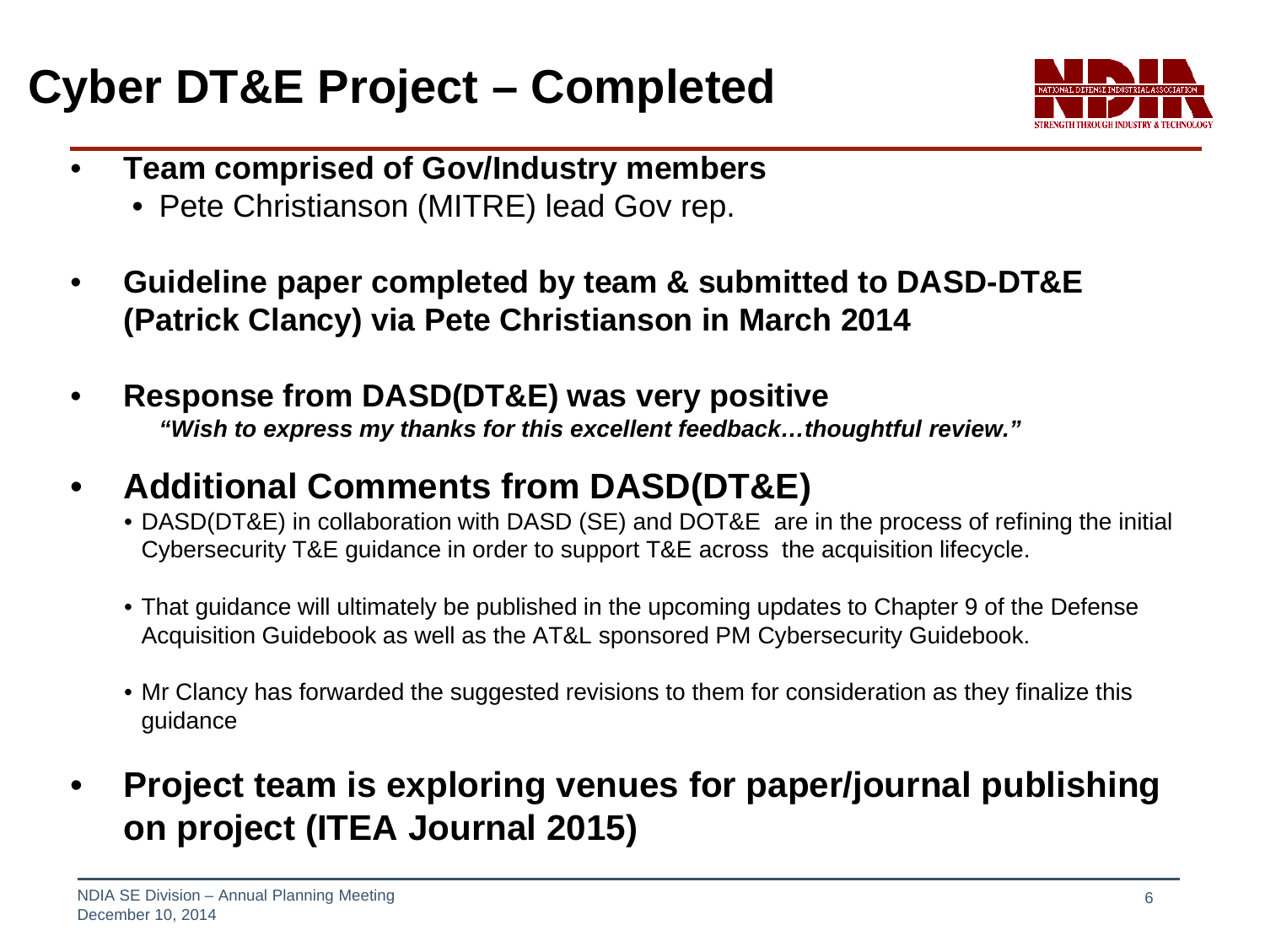# Cyber DT&E Project – Completed

- **Team comprised of Gov/Industry members**
  - Pete Christianson (MITRE) lead Gov rep.

- **Guideline paper completed by team & submitted to DASD-DT&E (Patrick Clancy) via Pete Christianson in March 2014**

- **Response from DASD(DT&E) was very positive**

  ***"Wish to express my thanks for this excellent feedback…thoughtful review."***

- **Additional Comments from DASD(DT&E)**
  - DASD(DT&E) in collaboration with DASD (SE) and DOT&E are in the process of refining the initial Cybersecurity T&E guidance in order to support T&E across the acquisition lifecycle.
  - That guidance will ultimately be published in the upcoming updates to Chapter 9 of the Defense Acquisition Guidebook as well as the AT&L sponsored PM Cybersecurity Guidebook.
  - Mr Clancy has forwarded the suggested revisions to them for consideration as they finalize this guidance

- **Project team is exploring venues for paper/journal publishing on project (ITEA Journal 2015)**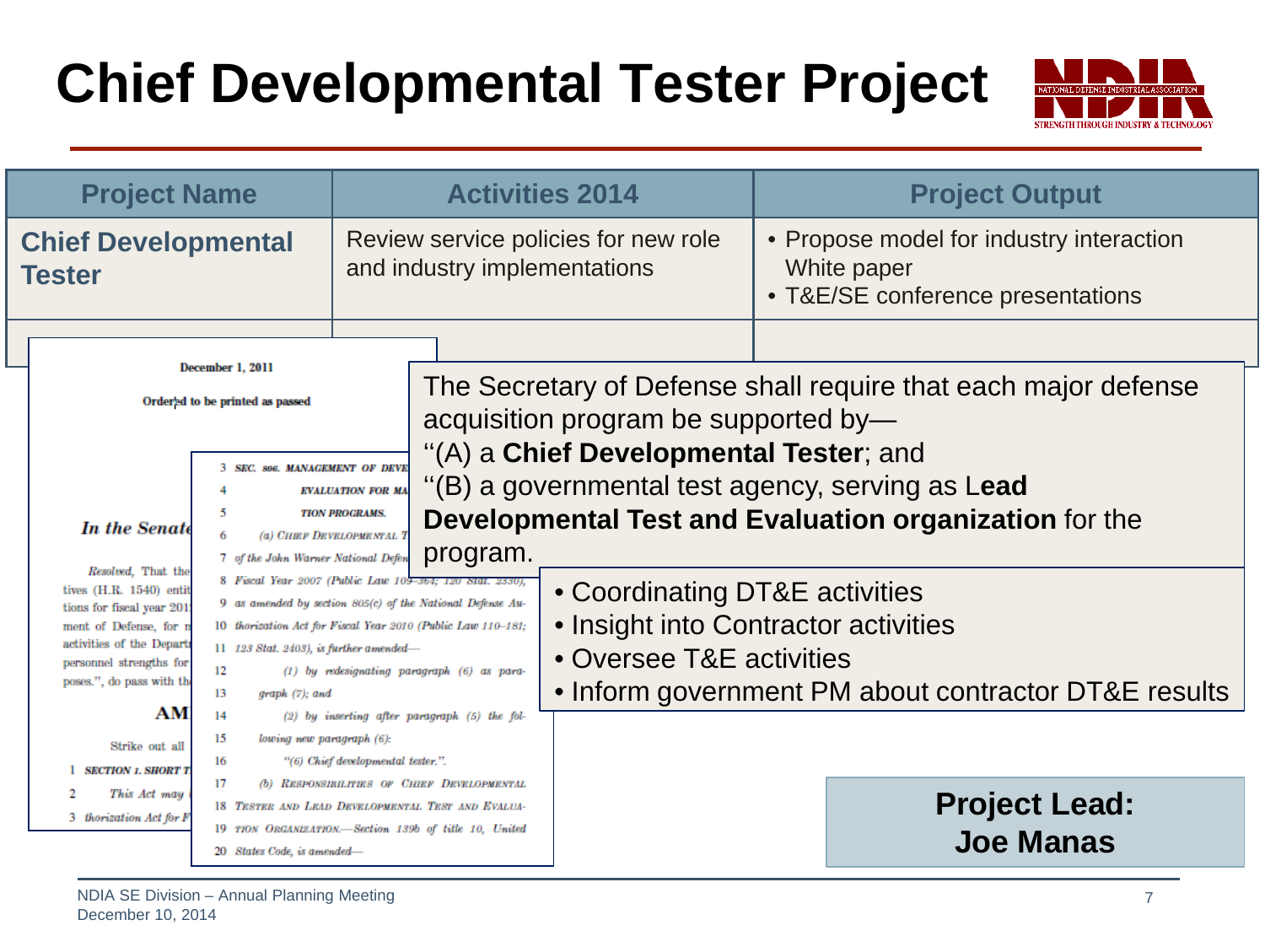# Chief Developmental Tester Project

| Project Name | Activities 2014 | Project Output |
| --- | --- | --- |
| **Chief Developmental Tester** | Review service policies for new role and industry implementations | • Propose model for industry interaction White paper<br>• T&E/SE conference presentations |

December 1, 2011

Ordered to be printed as passed

*In the Senate*

Resolved, That the ... tives (H.R. 1540) entit... tions for fiscal year 201... ment of Defense, for m... activities of the Depart... personnel strengths for... poses.", do pass with th...

**AM...**

Strike out all ...

1 SECTION 1. SHORT T...

2 *This Act may* ...

3 *thorization Act for F*...

3 SEC. 806. MANAGEMENT OF DEVE...

4 EVALUATION FOR MA...

5 TION PROGRAMS.

6 (a) CHIEF DEVELOPMENTAL T...

7 of the John Warner National Defen...

8 Fiscal Year 2007 (Public Law 109–364; 120 Stat. 2330),

9 as amended by section 805(c) of the National Defense Au-

10 thorization Act for Fiscal Year 2010 (Public Law 110–181;

11 123 Stat. 2403), is further amended—

12 (1) by redesignating paragraph (6) as para-

13 graph (7); and

14 (2) by inserting after paragraph (5) the fol-

15 lowing new paragraph (6):

16 "(6) Chief developmental tester.".

17 (b) RESPONSIBILITIES OF CHIEF DEVELOPMENTAL

18 TESTER AND LEAD DEVELOPMENTAL TEST AND EVALUA-

19 TION ORGANIZATION.—Section 139b of title 10, United

20 States Code, is amended—

The Secretary of Defense shall require that each major defense acquisition program be supported by—

''(A) a **Chief Developmental Tester**; and

''(B) a governmental test agency, serving as L**ead Developmental Test and Evaluation organization** for the program.

- Coordinating DT&E activities
- Insight into Contractor activities
- Oversee T&E activities
- Inform government PM about contractor DT&E results

**Project Lead: Joe Manas**

NDIA SE Division – Annual Planning Meeting
December 10, 2014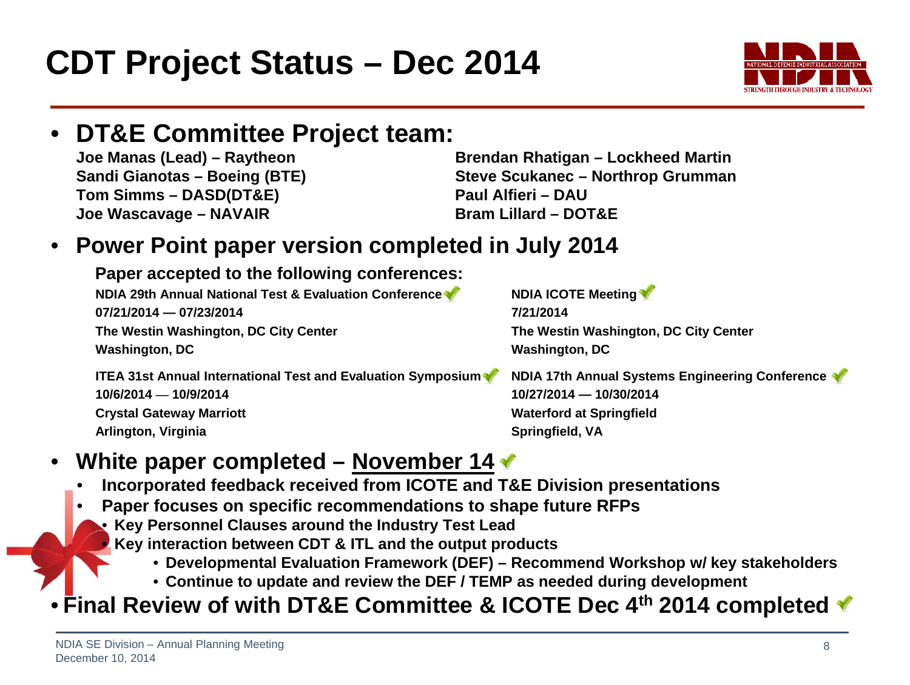# CDT Project Status – Dec 2014

- **DT&E Committee Project team:**

  **Joe Manas (Lead) – Raytheon**
  **Sandi Gianotas – Boeing (BTE)**
  **Tom Simms – DASD(DT&E)**
  **Joe Wascavage – NAVAIR**
  **Brendan Rhatigan – Lockheed Martin**
  **Steve Scukanec – Northrop Grumman**
  **Paul Alfieri – DAU**
  **Bram Lillard – DOT&E**

- **Power Point paper version completed in July 2014**

  **Paper accepted to the following conferences:**

  **NDIA 29th Annual National Test & Evaluation Conference** ✓
  **07/21/2014 — 07/23/2014**
  **The Westin Washington, DC City Center**
  **Washington, DC**

  **NDIA ICOTE Meeting** ✓
  **7/21/2014**
  **The Westin Washington, DC City Center**
  **Washington, DC**

  **ITEA 31st Annual International Test and Evaluation Symposium** ✓
  **10/6/2014 — 10/9/2014**
  **Crystal Gateway Marriott**
  **Arlington, Virginia**

  **NDIA 17th Annual Systems Engineering Conference** ✓
  **10/27/2014 — 10/30/2014**
  **Waterford at Springfield**
  **Springfield, VA**

- **White paper completed – <u>November 14</u>** ✓
  - **Incorporated feedback received from ICOTE and T&E Division presentations**
  - **Paper focuses on specific recommendations to shape future RFPs**
    - **Key Personnel Clauses around the Industry Test Lead**
    - **Key interaction between CDT & ITL and the output products**
      - **Developmental Evaluation Framework (DEF) – Recommend Workshop w/ key stakeholders**
      - **Continue to update and review the DEF / TEMP as needed during development**
- **Final Review of with DT&E Committee & ICOTE Dec 4th 2014 completed** ✓

NDIA SE Division – Annual Planning Meeting
December 10, 2014